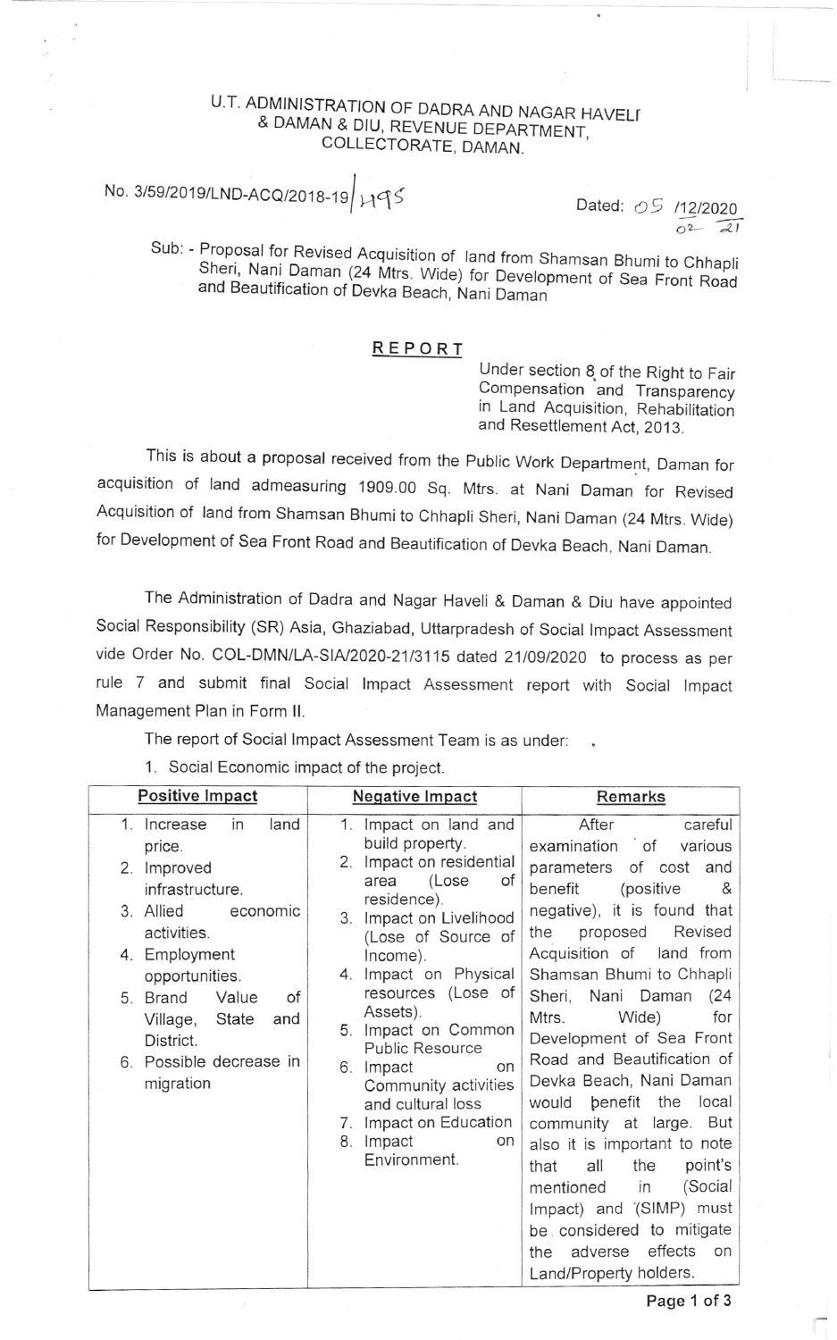# U.T. ADMINISTRATION OF DADRA AND NAGAR HAVELI & DAMAN & DIU, REVENUE DEPARTMENT, COLLECTORATE, DAMAN.

No. 3/59/2019/LND-ACQ/2018-19/ 1495

Dated: 05 /12/2020
02 21

Sub: - Proposal for Revised Acquisition of land from Shamsan Bhumi to Chhapli Sheri, Nani Daman (24 Mtrs. Wide) for Development of Sea Front Road and Beautification of Devka Beach, Nani Daman

## REPORT

Under section 8 of the Right to Fair Compensation and Transparency in Land Acquisition, Rehabilitation and Resettlement Act, 2013.

This is about a proposal received from the Public Work Department, Daman for acquisition of land admeasuring 1909.00 Sq. Mtrs. at Nani Daman for Revised Acquisition of land from Shamsan Bhumi to Chhapli Sheri, Nani Daman (24 Mtrs. Wide) for Development of Sea Front Road and Beautification of Devka Beach, Nani Daman.

The Administration of Dadra and Nagar Haveli & Daman & Diu have appointed Social Responsibility (SR) Asia, Ghaziabad, Uttarpradesh of Social Impact Assessment vide Order No. COL-DMN/LA-SIA/2020-21/3115 dated 21/09/2020 to process as per rule 7 and submit final Social Impact Assessment report with Social Impact Management Plan in Form II.

The report of Social Impact Assessment Team is as under:

1. Social Economic impact of the project.

| Positive Impact | Negative Impact | Remarks |
|---|---|---|
| 1. Increase in land price.<br>2. Improved infrastructure.<br>3. Allied economic activities.<br>4. Employment opportunities.<br>5. Brand Value of Village, State and District.<br>6. Possible decrease in migration | 1. Impact on land and build property.<br>2. Impact on residential area (Lose of residence).<br>3. Impact on Livelihood (Lose of Source of Income).<br>4. Impact on Physical resources (Lose of Assets).<br>5. Impact on Common Public Resource<br>6. Impact on Community activities and cultural loss<br>7. Impact on Education<br>8. Impact on Environment. | After careful examination of various parameters of cost and benefit (positive & negative), it is found that the proposed Revised Acquisition of land from Shamsan Bhumi to Chhapli Sheri, Nani Daman (24 Mtrs. Wide) for Development of Sea Front Road and Beautification of Devka Beach, Nani Daman would benefit the local community at large. But also it is important to note that all the point's mentioned in (Social Impact) and (SIMP) must be considered to mitigate the adverse effects on Land/Property holders. |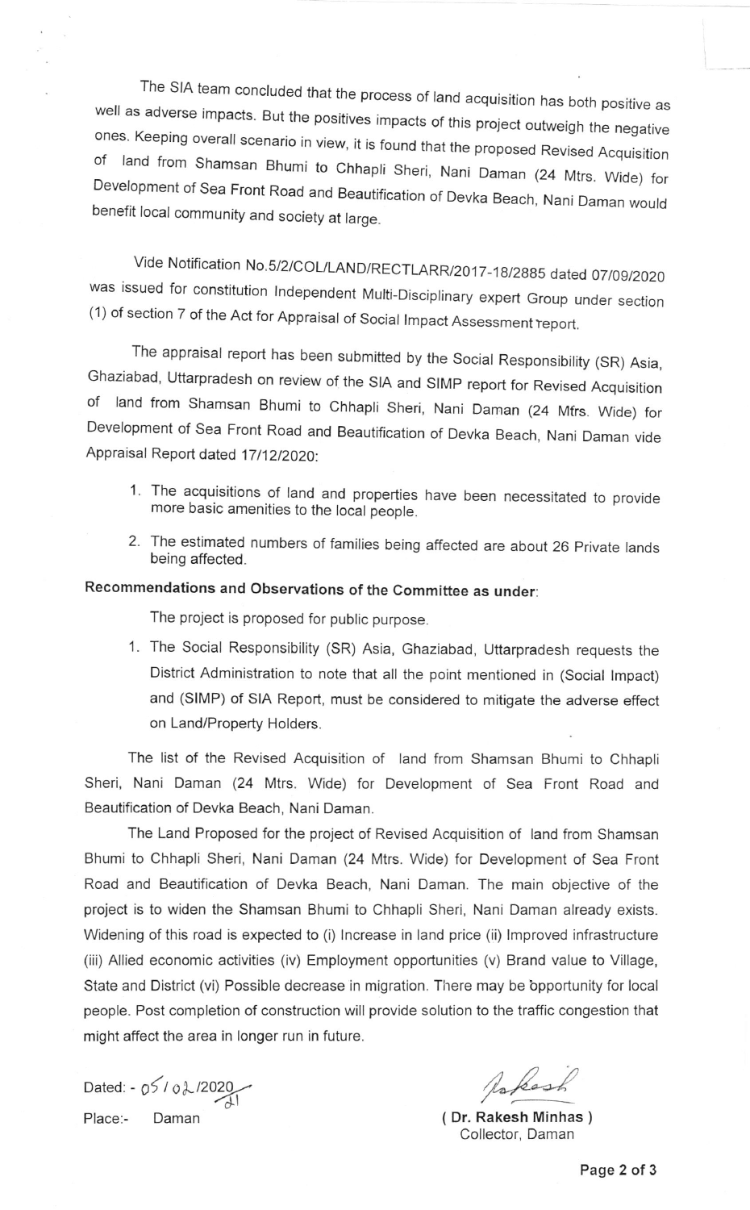The SIA team concluded that the process of land acquisition has both positive as well as adverse impacts. But the positives impacts of this project outweigh the negative ones. Keeping overall scenario in view, it is found that the proposed Revised Acquisition of land from Shamsan Bhumi to Chhapli Sheri, Nani Daman (24 Mtrs. Wide) for Development of Sea Front Road and Beautification of Devka Beach, Nani Daman would benefit local community and society at large.

Vide Notification No.5/2/COL/LAND/RECTLARR/2017-18/2885 dated 07/09/2020 was issued for constitution Independent Multi-Disciplinary expert Group under section (1) of section 7 of the Act for Appraisal of Social Impact Assessment report.

The appraisal report has been submitted by the Social Responsibility (SR) Asia, Ghaziabad, Uttarpradesh on review of the SIA and SIMP report for Revised Acquisition of land from Shamsan Bhumi to Chhapli Sheri, Nani Daman (24 Mtrs. Wide) for Development of Sea Front Road and Beautification of Devka Beach, Nani Daman vide Appraisal Report dated 17/12/2020:

1. The acquisitions of land and properties have been necessitated to provide more basic amenities to the local people.
2. The estimated numbers of families being affected are about 26 Private lands being affected.

**Recommendations and Observations of the Committee as under:**

The project is proposed for public purpose.

1. The Social Responsibility (SR) Asia, Ghaziabad, Uttarpradesh requests the District Administration to note that all the point mentioned in (Social Impact) and (SIMP) of SIA Report, must be considered to mitigate the adverse effect on Land/Property Holders.

The list of the Revised Acquisition of land from Shamsan Bhumi to Chhapli Sheri, Nani Daman (24 Mtrs. Wide) for Development of Sea Front Road and Beautification of Devka Beach, Nani Daman.

The Land Proposed for the project of Revised Acquisition of land from Shamsan Bhumi to Chhapli Sheri, Nani Daman (24 Mtrs. Wide) for Development of Sea Front Road and Beautification of Devka Beach, Nani Daman. The main objective of the project is to widen the Shamsan Bhumi to Chhapli Sheri, Nani Daman already exists. Widening of this road is expected to (i) Increase in land price (ii) Improved infrastructure (iii) Allied economic activities (iv) Employment opportunities (v) Brand value to Village, State and District (vi) Possible decrease in migration. There may be opportunity for local people. Post completion of construction will provide solution to the traffic congestion that might affect the area in longer run in future.

Dated: - 05/02/2021

Place:- Daman

( Dr. Rakesh Minhas )
Collector, Daman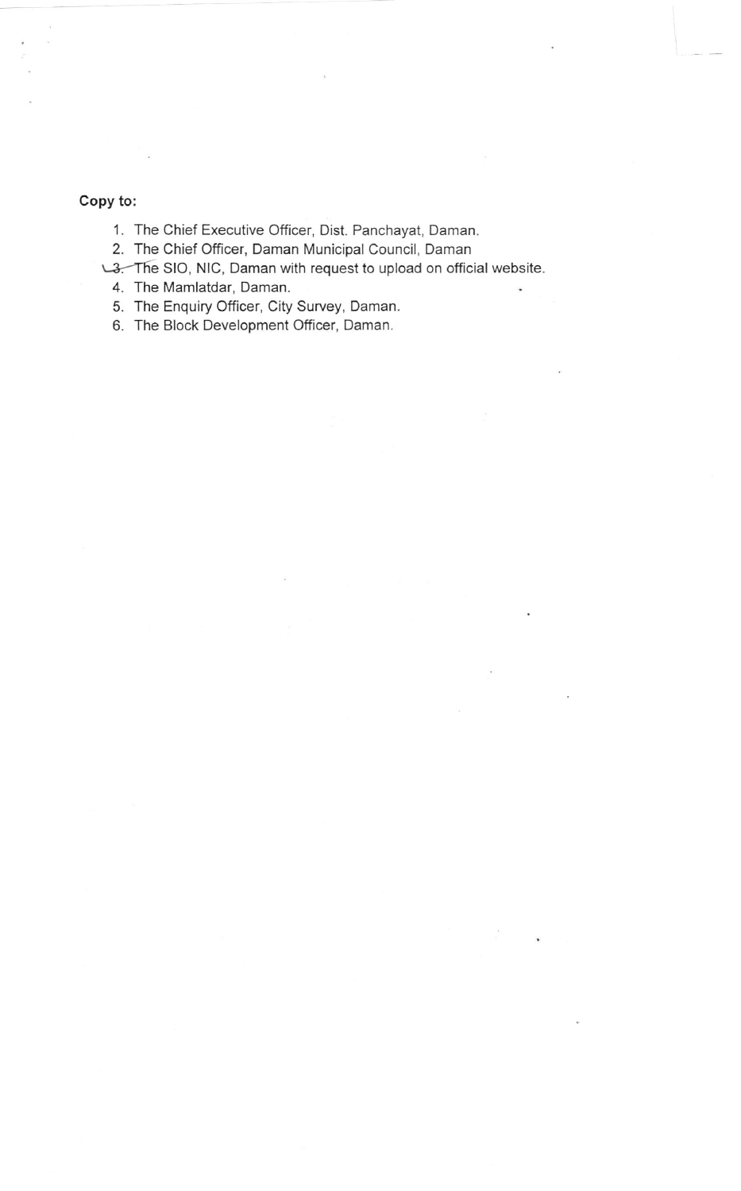**Copy to:**

1. The Chief Executive Officer, Dist. Panchayat, Daman.
2. The Chief Officer, Daman Municipal Council, Daman
3. The SIO, NIC, Daman with request to upload on official website.
4. The Mamlatdar, Daman.
5. The Enquiry Officer, City Survey, Daman.
6. The Block Development Officer, Daman.